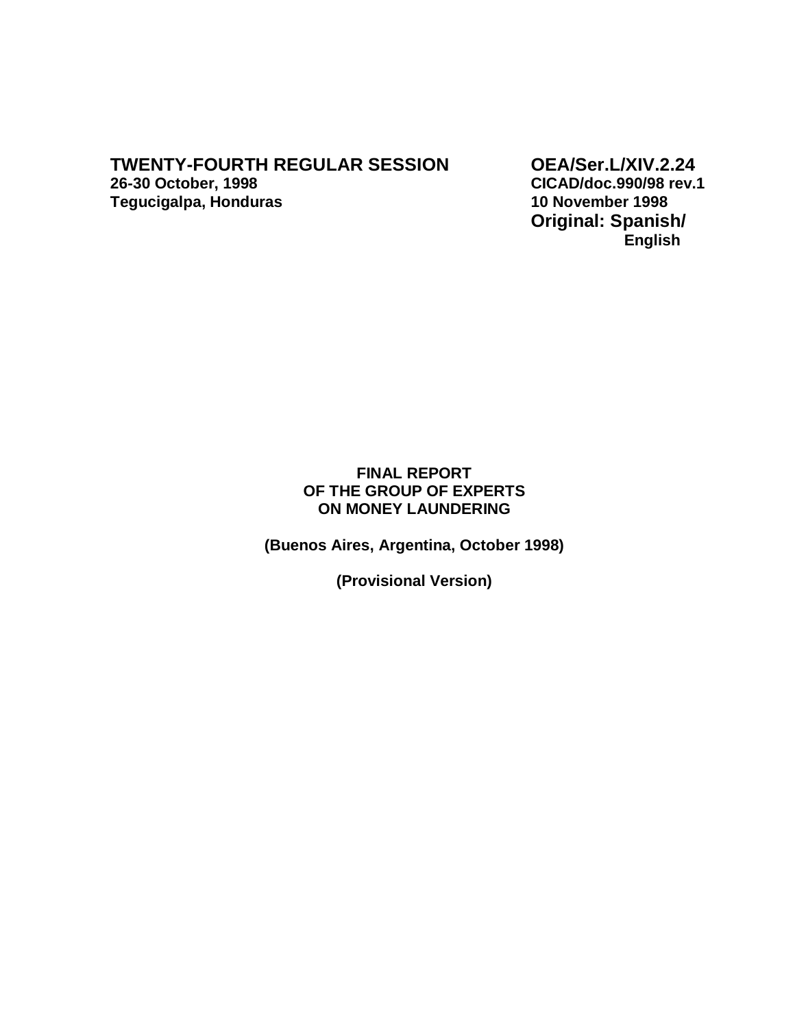**TWENTY-FOURTH REGULAR SESSION**
**26-30 October, 1998**
**Tegucigalpa, Honduras**

**OEA/Ser.L/XIV.2.24**
**CICAD/doc.990/98 rev.1**
**10 November 1998**
**Original: Spanish/ English**

**FINAL REPORT**
**OF THE GROUP OF EXPERTS**
**ON MONEY LAUNDERING**

**(Buenos Aires, Argentina, October 1998)**

**(Provisional Version)**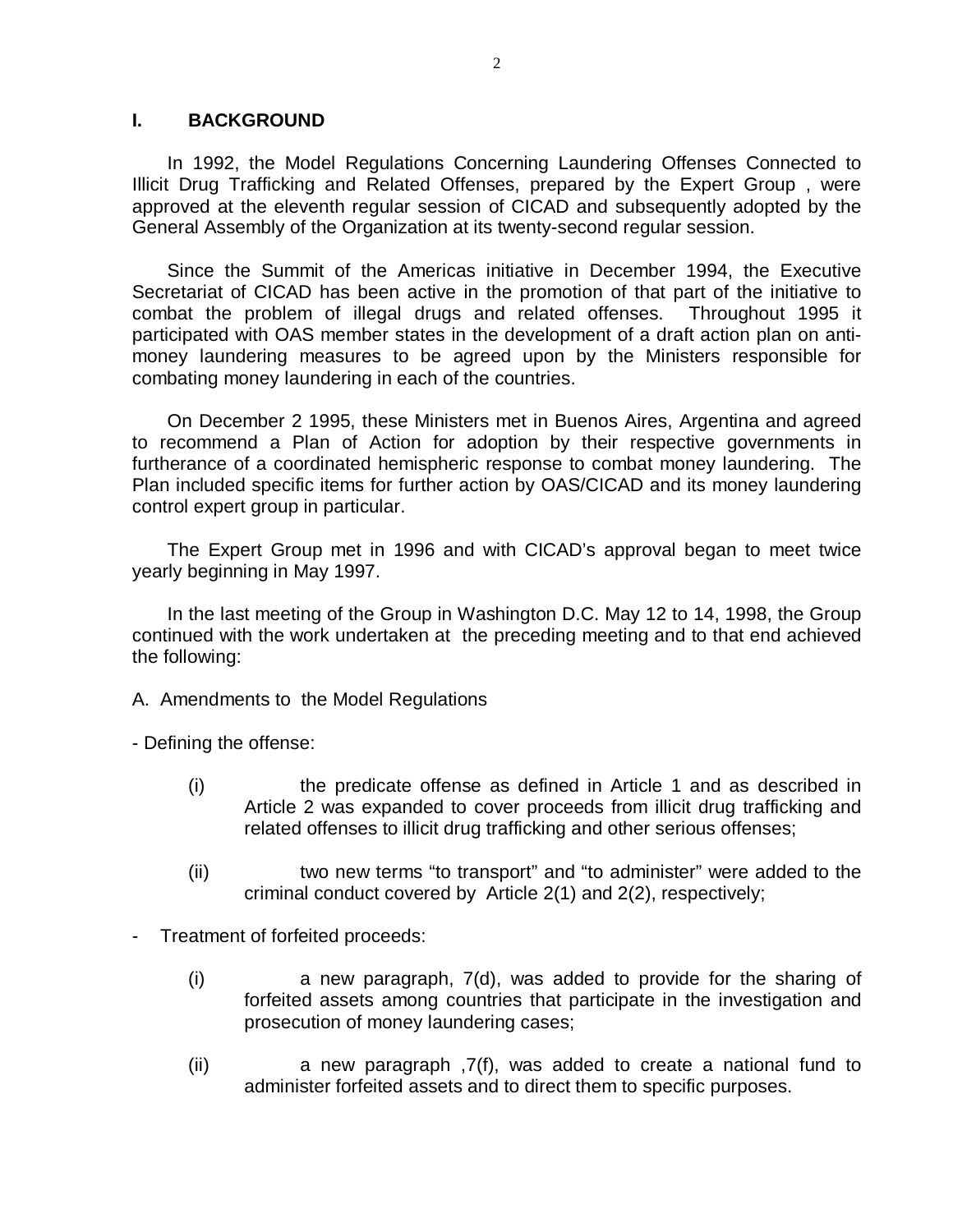## I. BACKGROUND

In 1992, the Model Regulations Concerning Laundering Offenses Connected to Illicit Drug Trafficking and Related Offenses, prepared by the Expert Group , were approved at the eleventh regular session of CICAD and subsequently adopted by the General Assembly of the Organization at its twenty-second regular session.

Since the Summit of the Americas initiative in December 1994, the Executive Secretariat of CICAD has been active in the promotion of that part of the initiative to combat the problem of illegal drugs and related offenses. Throughout 1995 it participated with OAS member states in the development of a draft action plan on anti-money laundering measures to be agreed upon by the Ministers responsible for combating money laundering in each of the countries.

On December 2 1995, these Ministers met in Buenos Aires, Argentina and agreed to recommend a Plan of Action for adoption by their respective governments in furtherance of a coordinated hemispheric response to combat money laundering. The Plan included specific items for further action by OAS/CICAD and its money laundering control expert group in particular.

The Expert Group met in 1996 and with CICAD's approval began to meet twice yearly beginning in May 1997.

In the last meeting of the Group in Washington D.C. May 12 to 14, 1998, the Group continued with the work undertaken at the preceding meeting and to that end achieved the following:

A. Amendments to the Model Regulations

- Defining the offense:

  (i) the predicate offense as defined in Article 1 and as described in Article 2 was expanded to cover proceeds from illicit drug trafficking and related offenses to illicit drug trafficking and other serious offenses;

  (ii) two new terms "to transport" and "to administer" were added to the criminal conduct covered by Article 2(1) and 2(2), respectively;

- Treatment of forfeited proceeds:

  (i) a new paragraph, 7(d), was added to provide for the sharing of forfeited assets among countries that participate in the investigation and prosecution of money laundering cases;

  (ii) a new paragraph ,7(f), was added to create a national fund to administer forfeited assets and to direct them to specific purposes.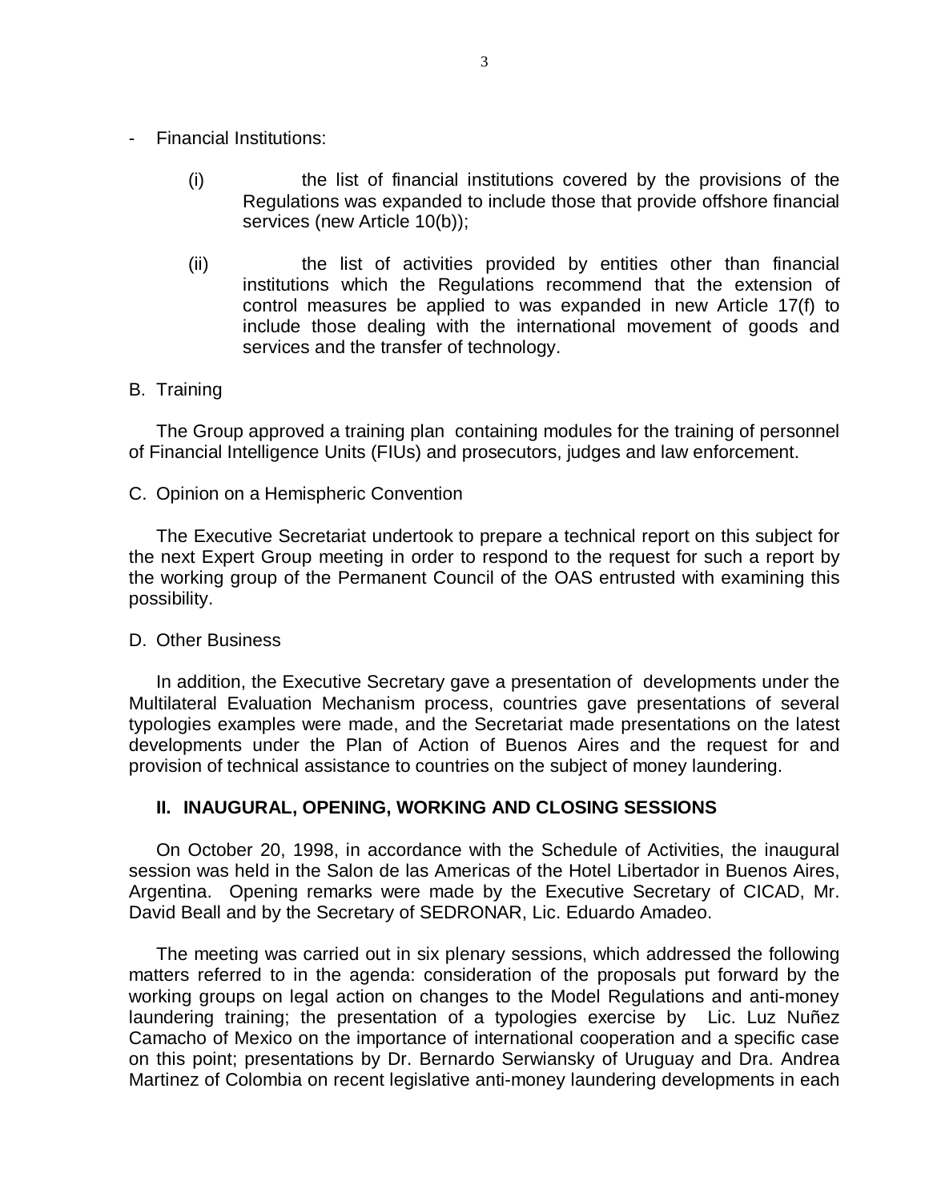- Financial Institutions:

  (i) the list of financial institutions covered by the provisions of the Regulations was expanded to include those that provide offshore financial services (new Article 10(b));

  (ii) the list of activities provided by entities other than financial institutions which the Regulations recommend that the extension of control measures be applied to was expanded in new Article 17(f) to include those dealing with the international movement of goods and services and the transfer of technology.

B. Training

The Group approved a training plan containing modules for the training of personnel of Financial Intelligence Units (FIUs) and prosecutors, judges and law enforcement.

C. Opinion on a Hemispheric Convention

The Executive Secretariat undertook to prepare a technical report on this subject for the next Expert Group meeting in order to respond to the request for such a report by the working group of the Permanent Council of the OAS entrusted with examining this possibility.

D. Other Business

In addition, the Executive Secretary gave a presentation of developments under the Multilateral Evaluation Mechanism process, countries gave presentations of several typologies examples were made, and the Secretariat made presentations on the latest developments under the Plan of Action of Buenos Aires and the request for and provision of technical assistance to countries on the subject of money laundering.

## II. INAUGURAL, OPENING, WORKING AND CLOSING SESSIONS

On October 20, 1998, in accordance with the Schedule of Activities, the inaugural session was held in the Salon de las Americas of the Hotel Libertador in Buenos Aires, Argentina. Opening remarks were made by the Executive Secretary of CICAD, Mr. David Beall and by the Secretary of SEDRONAR, Lic. Eduardo Amadeo.

The meeting was carried out in six plenary sessions, which addressed the following matters referred to in the agenda: consideration of the proposals put forward by the working groups on legal action on changes to the Model Regulations and anti-money laundering training; the presentation of a typologies exercise by Lic. Luz Nuñez Camacho of Mexico on the importance of international cooperation and a specific case on this point; presentations by Dr. Bernardo Serwiansky of Uruguay and Dra. Andrea Martinez of Colombia on recent legislative anti-money laundering developments in each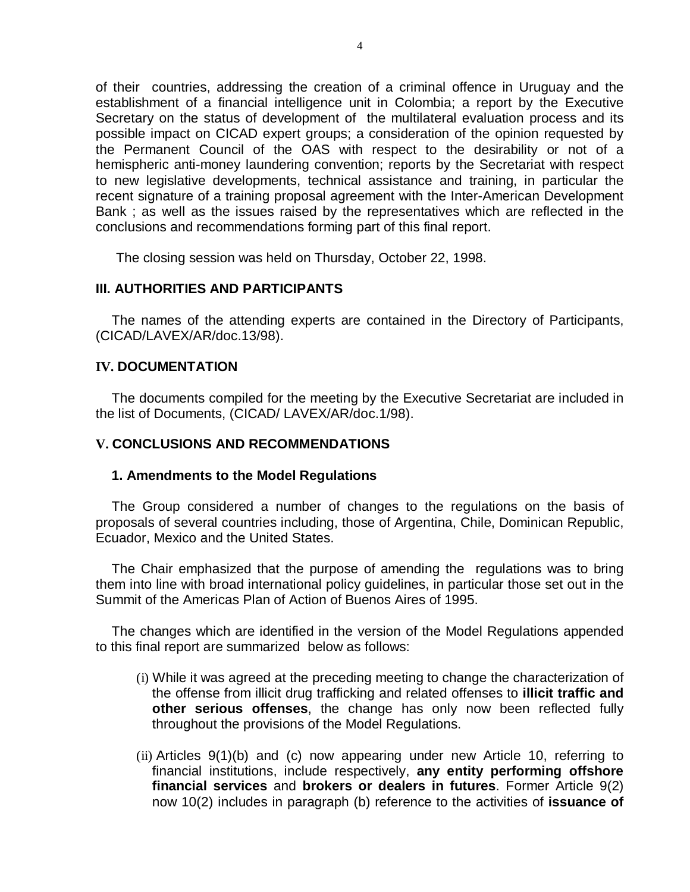of their countries, addressing the creation of a criminal offence in Uruguay and the establishment of a financial intelligence unit in Colombia; a report by the Executive Secretary on the status of development of the multilateral evaluation process and its possible impact on CICAD expert groups; a consideration of the opinion requested by the Permanent Council of the OAS with respect to the desirability or not of a hemispheric anti-money laundering convention; reports by the Secretariat with respect to new legislative developments, technical assistance and training, in particular the recent signature of a training proposal agreement with the Inter-American Development Bank ; as well as the issues raised by the representatives which are reflected in the conclusions and recommendations forming part of this final report.

The closing session was held on Thursday, October 22, 1998.

## III. AUTHORITIES AND PARTICIPANTS

The names of the attending experts are contained in the Directory of Participants, (CICAD/LAVEX/AR/doc.13/98).

## IV. DOCUMENTATION

The documents compiled for the meeting by the Executive Secretariat are included in the list of Documents, (CICAD/ LAVEX/AR/doc.1/98).

## V. CONCLUSIONS AND RECOMMENDATIONS

### 1. Amendments to the Model Regulations

The Group considered a number of changes to the regulations on the basis of proposals of several countries including, those of Argentina, Chile, Dominican Republic, Ecuador, Mexico and the United States.

The Chair emphasized that the purpose of amending the regulations was to bring them into line with broad international policy guidelines, in particular those set out in the Summit of the Americas Plan of Action of Buenos Aires of 1995.

The changes which are identified in the version of the Model Regulations appended to this final report are summarized below as follows:

(i) While it was agreed at the preceding meeting to change the characterization of the offense from illicit drug trafficking and related offenses to **illicit traffic and other serious offenses**, the change has only now been reflected fully throughout the provisions of the Model Regulations.

(ii) Articles 9(1)(b) and (c) now appearing under new Article 10, referring to financial institutions, include respectively, **any entity performing offshore financial services** and **brokers or dealers in futures**. Former Article 9(2) now 10(2) includes in paragraph (b) reference to the activities of **issuance of**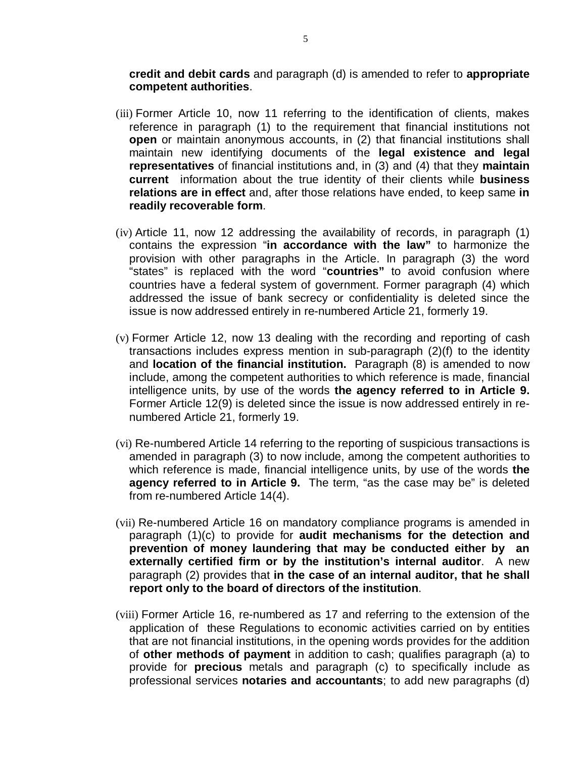**credit and debit cards** and paragraph (d) is amended to refer to **appropriate competent authorities**.

(iii) Former Article 10, now 11 referring to the identification of clients, makes reference in paragraph (1) to the requirement that financial institutions not **open** or maintain anonymous accounts, in (2) that financial institutions shall maintain new identifying documents of the **legal existence and legal representatives** of financial institutions and, in (3) and (4) that they **maintain current** information about the true identity of their clients while **business relations are in effect** and, after those relations have ended, to keep same **in readily recoverable form**.

(iv) Article 11, now 12 addressing the availability of records, in paragraph (1) contains the expression "**in accordance with the law"** to harmonize the provision with other paragraphs in the Article. In paragraph (3) the word "states" is replaced with the word "**countries"** to avoid confusion where countries have a federal system of government. Former paragraph (4) which addressed the issue of bank secrecy or confidentiality is deleted since the issue is now addressed entirely in re-numbered Article 21, formerly 19.

(v) Former Article 12, now 13 dealing with the recording and reporting of cash transactions includes express mention in sub-paragraph (2)(f) to the identity and **location of the financial institution.** Paragraph (8) is amended to now include, among the competent authorities to which reference is made, financial intelligence units, by use of the words **the agency referred to in Article 9.** Former Article 12(9) is deleted since the issue is now addressed entirely in re-numbered Article 21, formerly 19.

(vi) Re-numbered Article 14 referring to the reporting of suspicious transactions is amended in paragraph (3) to now include, among the competent authorities to which reference is made, financial intelligence units, by use of the words **the agency referred to in Article 9.** The term, "as the case may be" is deleted from re-numbered Article 14(4).

(vii) Re-numbered Article 16 on mandatory compliance programs is amended in paragraph (1)(c) to provide for **audit mechanisms for the detection and prevention of money laundering that may be conducted either by an externally certified firm or by the institution's internal auditor**. A new paragraph (2) provides that **in the case of an internal auditor, that he shall report only to the board of directors of the institution**.

(viii) Former Article 16, re-numbered as 17 and referring to the extension of the application of these Regulations to economic activities carried on by entities that are not financial institutions, in the opening words provides for the addition of **other methods of payment** in addition to cash; qualifies paragraph (a) to provide for **precious** metals and paragraph (c) to specifically include as professional services **notaries and accountants**; to add new paragraphs (d)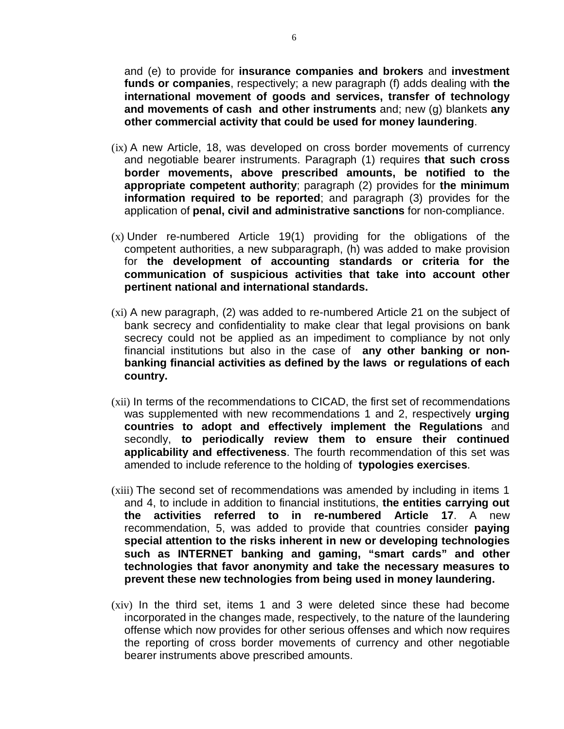and (e) to provide for **insurance companies and brokers** and **investment funds or companies**, respectively; a new paragraph (f) adds dealing with **the international movement of goods and services, transfer of technology and movements of cash and other instruments** and; new (g) blankets **any other commercial activity that could be used for money laundering**.

(ix) A new Article, 18, was developed on cross border movements of currency and negotiable bearer instruments. Paragraph (1) requires **that such cross border movements, above prescribed amounts, be notified to the appropriate competent authority**; paragraph (2) provides for **the minimum information required to be reported**; and paragraph (3) provides for the application of **penal, civil and administrative sanctions** for non-compliance.

(x) Under re-numbered Article 19(1) providing for the obligations of the competent authorities, a new subparagraph, (h) was added to make provision for **the development of accounting standards or criteria for the communication of suspicious activities that take into account other pertinent national and international standards.**

(xi) A new paragraph, (2) was added to re-numbered Article 21 on the subject of bank secrecy and confidentiality to make clear that legal provisions on bank secrecy could not be applied as an impediment to compliance by not only financial institutions but also in the case of **any other banking or non-banking financial activities as defined by the laws or regulations of each country.**

(xii) In terms of the recommendations to CICAD, the first set of recommendations was supplemented with new recommendations 1 and 2, respectively **urging countries to adopt and effectively implement the Regulations** and secondly, **to periodically review them to ensure their continued applicability and effectiveness**. The fourth recommendation of this set was amended to include reference to the holding of **typologies exercises**.

(xiii) The second set of recommendations was amended by including in items 1 and 4, to include in addition to financial institutions, **the entities carrying out the activities referred to in re-numbered Article 17**. A new recommendation, 5, was added to provide that countries consider **paying special attention to the risks inherent in new or developing technologies such as INTERNET banking and gaming, "smart cards" and other technologies that favor anonymity and take the necessary measures to prevent these new technologies from being used in money laundering.**

(xiv) In the third set, items 1 and 3 were deleted since these had become incorporated in the changes made, respectively, to the nature of the laundering offense which now provides for other serious offenses and which now requires the reporting of cross border movements of currency and other negotiable bearer instruments above prescribed amounts.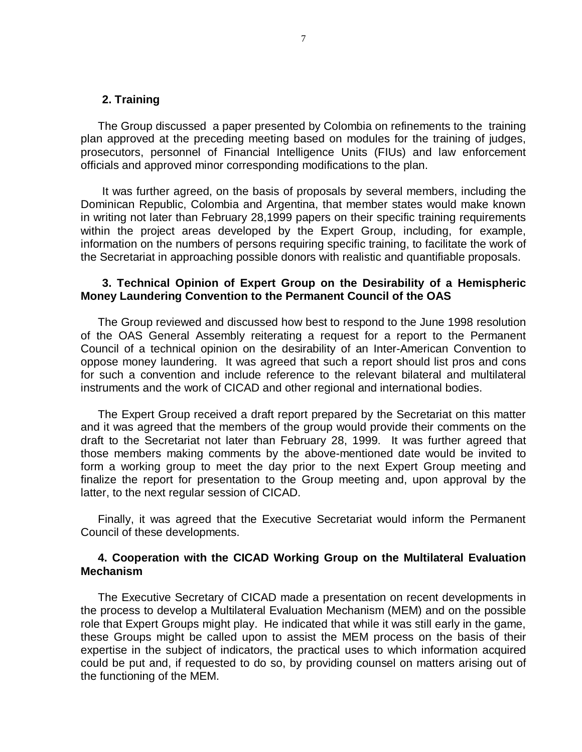**2. Training**

The Group discussed a paper presented by Colombia on refinements to the training plan approved at the preceding meeting based on modules for the training of judges, prosecutors, personnel of Financial Intelligence Units (FIUs) and law enforcement officials and approved minor corresponding modifications to the plan.

It was further agreed, on the basis of proposals by several members, including the Dominican Republic, Colombia and Argentina, that member states would make known in writing not later than February 28,1999 papers on their specific training requirements within the project areas developed by the Expert Group, including, for example, information on the numbers of persons requiring specific training, to facilitate the work of the Secretariat in approaching possible donors with realistic and quantifiable proposals.

**3. Technical Opinion of Expert Group on the Desirability of a Hemispheric Money Laundering Convention to the Permanent Council of the OAS**

The Group reviewed and discussed how best to respond to the June 1998 resolution of the OAS General Assembly reiterating a request for a report to the Permanent Council of a technical opinion on the desirability of an Inter-American Convention to oppose money laundering. It was agreed that such a report should list pros and cons for such a convention and include reference to the relevant bilateral and multilateral instruments and the work of CICAD and other regional and international bodies.

The Expert Group received a draft report prepared by the Secretariat on this matter and it was agreed that the members of the group would provide their comments on the draft to the Secretariat not later than February 28, 1999. It was further agreed that those members making comments by the above-mentioned date would be invited to form a working group to meet the day prior to the next Expert Group meeting and finalize the report for presentation to the Group meeting and, upon approval by the latter, to the next regular session of CICAD.

Finally, it was agreed that the Executive Secretariat would inform the Permanent Council of these developments.

**4. Cooperation with the CICAD Working Group on the Multilateral Evaluation Mechanism**

The Executive Secretary of CICAD made a presentation on recent developments in the process to develop a Multilateral Evaluation Mechanism (MEM) and on the possible role that Expert Groups might play. He indicated that while it was still early in the game, these Groups might be called upon to assist the MEM process on the basis of their expertise in the subject of indicators, the practical uses to which information acquired could be put and, if requested to do so, by providing counsel on matters arising out of the functioning of the MEM.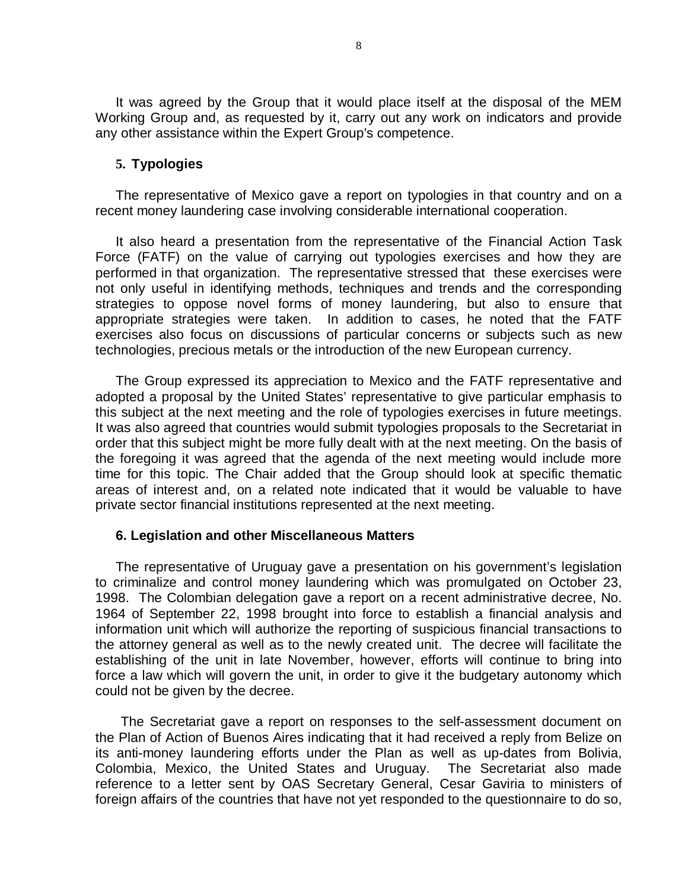It was agreed by the Group that it would place itself at the disposal of the MEM Working Group and, as requested by it, carry out any work on indicators and provide any other assistance within the Expert Group's competence.

### 5. Typologies

The representative of Mexico gave a report on typologies in that country and on a recent money laundering case involving considerable international cooperation.

It also heard a presentation from the representative of the Financial Action Task Force (FATF) on the value of carrying out typologies exercises and how they are performed in that organization. The representative stressed that these exercises were not only useful in identifying methods, techniques and trends and the corresponding strategies to oppose novel forms of money laundering, but also to ensure that appropriate strategies were taken. In addition to cases, he noted that the FATF exercises also focus on discussions of particular concerns or subjects such as new technologies, precious metals or the introduction of the new European currency.

The Group expressed its appreciation to Mexico and the FATF representative and adopted a proposal by the United States' representative to give particular emphasis to this subject at the next meeting and the role of typologies exercises in future meetings. It was also agreed that countries would submit typologies proposals to the Secretariat in order that this subject might be more fully dealt with at the next meeting. On the basis of the foregoing it was agreed that the agenda of the next meeting would include more time for this topic. The Chair added that the Group should look at specific thematic areas of interest and, on a related note indicated that it would be valuable to have private sector financial institutions represented at the next meeting.

### 6. Legislation and other Miscellaneous Matters

The representative of Uruguay gave a presentation on his government's legislation to criminalize and control money laundering which was promulgated on October 23, 1998. The Colombian delegation gave a report on a recent administrative decree, No. 1964 of September 22, 1998 brought into force to establish a financial analysis and information unit which will authorize the reporting of suspicious financial transactions to the attorney general as well as to the newly created unit. The decree will facilitate the establishing of the unit in late November, however, efforts will continue to bring into force a law which will govern the unit, in order to give it the budgetary autonomy which could not be given by the decree.

The Secretariat gave a report on responses to the self-assessment document on the Plan of Action of Buenos Aires indicating that it had received a reply from Belize on its anti-money laundering efforts under the Plan as well as up-dates from Bolivia, Colombia, Mexico, the United States and Uruguay. The Secretariat also made reference to a letter sent by OAS Secretary General, Cesar Gaviria to ministers of foreign affairs of the countries that have not yet responded to the questionnaire to do so,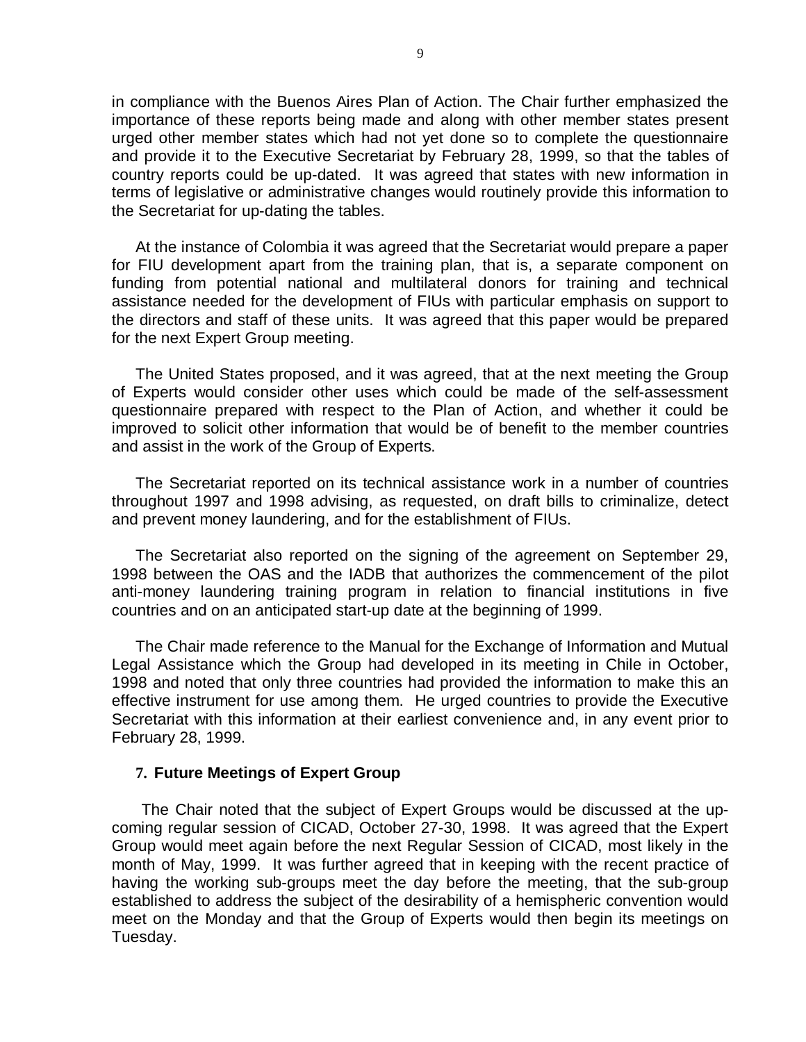in compliance with the Buenos Aires Plan of Action. The Chair further emphasized the importance of these reports being made and along with other member states present urged other member states which had not yet done so to complete the questionnaire and provide it to the Executive Secretariat by February 28, 1999, so that the tables of country reports could be up-dated. It was agreed that states with new information in terms of legislative or administrative changes would routinely provide this information to the Secretariat for up-dating the tables.

At the instance of Colombia it was agreed that the Secretariat would prepare a paper for FIU development apart from the training plan, that is, a separate component on funding from potential national and multilateral donors for training and technical assistance needed for the development of FIUs with particular emphasis on support to the directors and staff of these units. It was agreed that this paper would be prepared for the next Expert Group meeting.

The United States proposed, and it was agreed, that at the next meeting the Group of Experts would consider other uses which could be made of the self-assessment questionnaire prepared with respect to the Plan of Action, and whether it could be improved to solicit other information that would be of benefit to the member countries and assist in the work of the Group of Experts.

The Secretariat reported on its technical assistance work in a number of countries throughout 1997 and 1998 advising, as requested, on draft bills to criminalize, detect and prevent money laundering, and for the establishment of FIUs.

The Secretariat also reported on the signing of the agreement on September 29, 1998 between the OAS and the IADB that authorizes the commencement of the pilot anti-money laundering training program in relation to financial institutions in five countries and on an anticipated start-up date at the beginning of 1999.

The Chair made reference to the Manual for the Exchange of Information and Mutual Legal Assistance which the Group had developed in its meeting in Chile in October, 1998 and noted that only three countries had provided the information to make this an effective instrument for use among them. He urged countries to provide the Executive Secretariat with this information at their earliest convenience and, in any event prior to February 28, 1999.

### 7. Future Meetings of Expert Group

The Chair noted that the subject of Expert Groups would be discussed at the up-coming regular session of CICAD, October 27-30, 1998. It was agreed that the Expert Group would meet again before the next Regular Session of CICAD, most likely in the month of May, 1999. It was further agreed that in keeping with the recent practice of having the working sub-groups meet the day before the meeting, that the sub-group established to address the subject of the desirability of a hemispheric convention would meet on the Monday and that the Group of Experts would then begin its meetings on Tuesday.